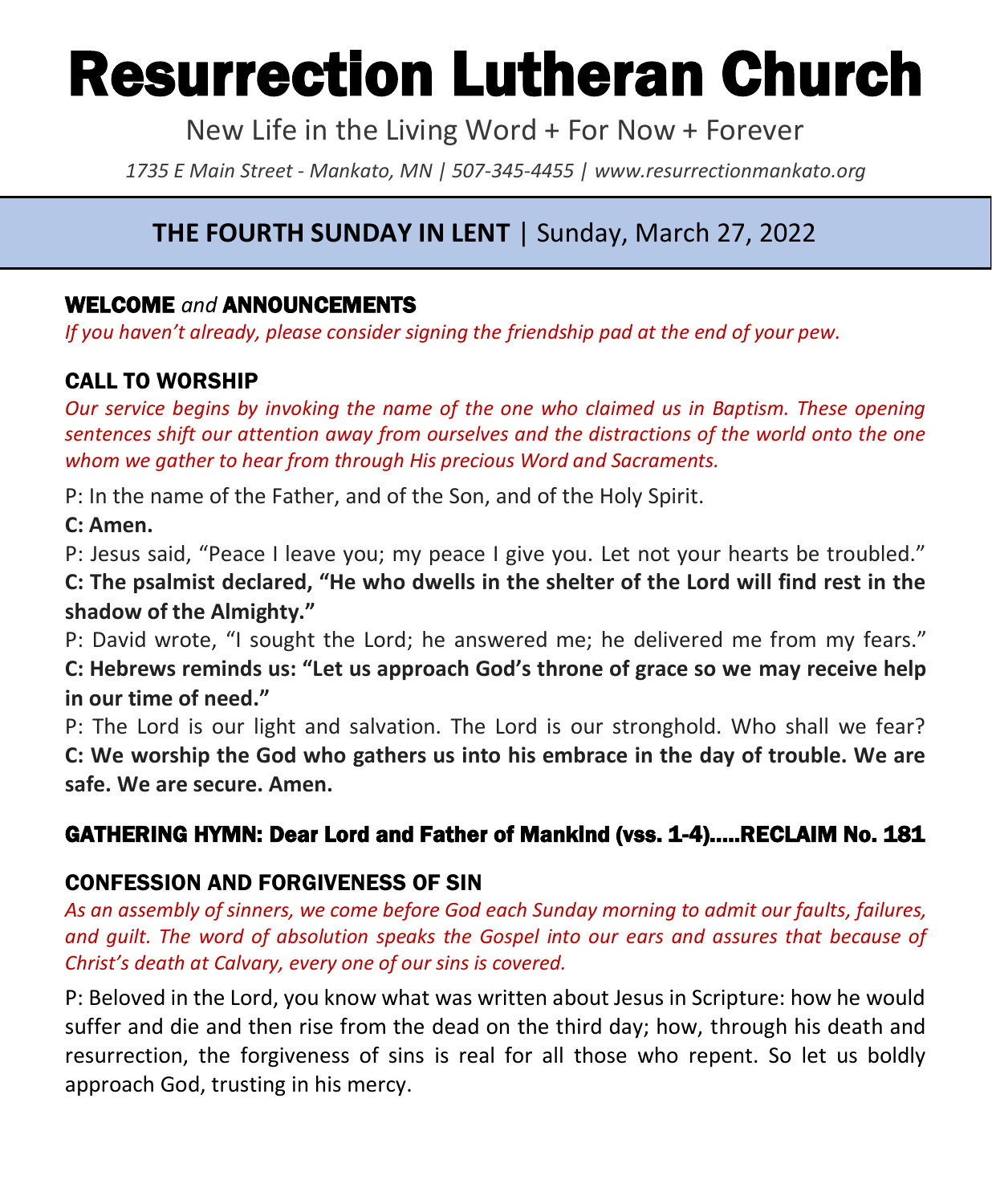# Resurrection Lutheran Church

New Life in the Living Word + For Now + Forever

*1735 E Main Street - Mankato, MN | 507-345-4455 | www.resurrectionmankato.org*

## **THE FOURTH SUNDAY IN LENT** | Sunday, March 27, 2022

### WELCOME *and* ANNOUNCEMENTS

*If you haven't already, please consider signing the friendship pad at the end of your pew.*

### CALL TO WORSHIP

*Our service begins by invoking the name of the one who claimed us in Baptism. These opening sentences shift our attention away from ourselves and the distractions of the world onto the one whom we gather to hear from through His precious Word and Sacraments.*

P: In the name of the Father, and of the Son, and of the Holy Spirit.

**C: Amen.**

P: Jesus said, "Peace I leave you; my peace I give you. Let not your hearts be troubled."

**C: The psalmist declared, "He who dwells in the shelter of the Lord will find rest in the shadow of the Almighty."**

P: David wrote, "I sought the Lord; he answered me; he delivered me from my fears."

**C: Hebrews reminds us: "Let us approach God's throne of grace so we may receive help in our time of need."**

P: The Lord is our light and salvation. The Lord is our stronghold. Who shall we fear?

**C: We worship the God who gathers us into his embrace in the day of trouble. We are safe. We are secure. Amen.**

### GATHERING HYMN: Dear Lord and Father of Mankind (vss. 1-4).....RECLAIM No. 181

### CONFESSION AND FORGIVENESS OF SIN

*As an assembly of sinners, we come before God each Sunday morning to admit our faults, failures, and guilt. The word of absolution speaks the Gospel into our ears and assures that because of Christ's death at Calvary, every one of our sins is covered.*

P: Beloved in the Lord, you know what was written about Jesus in Scripture: how he would suffer and die and then rise from the dead on the third day; how, through his death and resurrection, the forgiveness of sins is real for all those who repent. So let us boldly approach God, trusting in his mercy.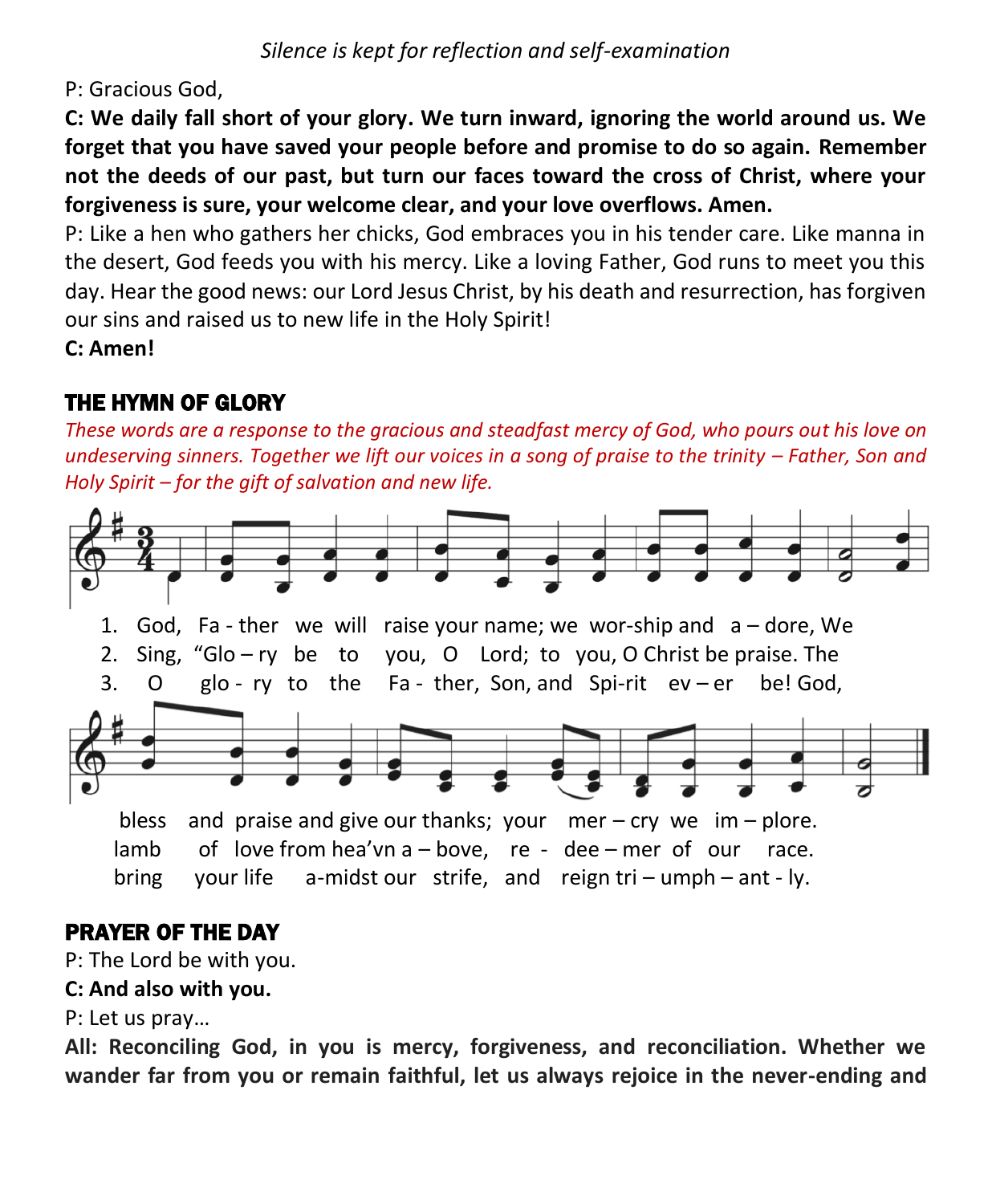*Silence is kept for reflection and self-examination*

P: Gracious God,

**C: We daily fall short of your glory. We turn inward, ignoring the world around us. We forget that you have saved your people before and promise to do so again. Remember not the deeds of our past, but turn our faces toward the cross of Christ, where your forgiveness is sure, your welcome clear, and your love overflows. Amen.**

P: Like a hen who gathers her chicks, God embraces you in his tender care. Like manna in the desert, God feeds you with his mercy. Like a loving Father, God runs to meet you this day. Hear the good news: our Lord Jesus Christ, by his death and resurrection, has forgiven our sins and raised us to new life in the Holy Spirit!

**C: Amen!**

## THE HYMN OF GLORY

*These words are a response to the gracious and steadfast mercy of God, who pours out his love on undeserving sinners. Together we lift our voices in a song of praise to the trinity – Father, Son and Holy Spirit – for the gift of salvation and new life.*

1. God, Fa - ther we will raise your name; we wor-ship and a – dore, We bless and praise and give our thanks; your mer – cry we im – plore.
2. Sing, "Glo – ry be to you, O Lord; to you, O Christ be praise. The lamb of love from hea'vn a – bove, re - dee – mer of our race.
3. O glo - ry to the Fa - ther, Son, and Spi-rit ev – er be! God, bring your life a-midst our strife, and reign tri – umph – ant - ly.

## PRAYER OF THE DAY

P: The Lord be with you.

**C: And also with you.**

P: Let us pray…

**All: Reconciling God, in you is mercy, forgiveness, and reconciliation. Whether we wander far from you or remain faithful, let us always rejoice in the never-ending and**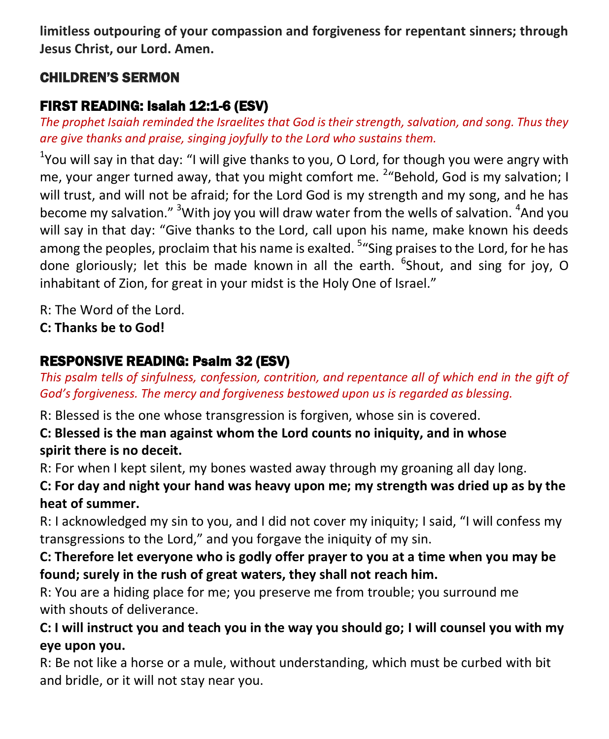**limitless outpouring of your compassion and forgiveness for repentant sinners; through Jesus Christ, our Lord. Amen.**

## CHILDREN'S SERMON

## FIRST READING: Isaiah 12:1-6 (ESV)

*The prophet Isaiah reminded the Israelites that God is their strength, salvation, and song. Thus they are give thanks and praise, singing joyfully to the Lord who sustains them.*

[1]You will say in that day: "I will give thanks to you, O Lord, for though you were angry with me, your anger turned away, that you might comfort me. [2]"Behold, God is my salvation; I will trust, and will not be afraid; for the Lord God is my strength and my song, and he has become my salvation." [3]With joy you will draw water from the wells of salvation. [4]And you will say in that day: "Give thanks to the Lord, call upon his name, make known his deeds among the peoples, proclaim that his name is exalted. [5]"Sing praises to the Lord, for he has done gloriously; let this be made known in all the earth. [6]Shout, and sing for joy, O inhabitant of Zion, for great in your midst is the Holy One of Israel."

R: The Word of the Lord.
**C: Thanks be to God!**

## RESPONSIVE READING: Psalm 32 (ESV)

*This psalm tells of sinfulness, confession, contrition, and repentance all of which end in the gift of God's forgiveness. The mercy and forgiveness bestowed upon us is regarded as blessing.*

R: Blessed is the one whose transgression is forgiven, whose sin is covered.
**C: Blessed is the man against whom the Lord counts no iniquity, and in whose spirit there is no deceit.**
R: For when I kept silent, my bones wasted away through my groaning all day long.
**C: For day and night your hand was heavy upon me; my strength was dried up as by the heat of summer.**
R: I acknowledged my sin to you, and I did not cover my iniquity; I said, "I will confess my transgressions to the Lord," and you forgave the iniquity of my sin.
**C: Therefore let everyone who is godly offer prayer to you at a time when you may be found; surely in the rush of great waters, they shall not reach him.**
R: You are a hiding place for me; you preserve me from trouble; you surround me with shouts of deliverance.
**C: I will instruct you and teach you in the way you should go; I will counsel you with my eye upon you.**
R: Be not like a horse or a mule, without understanding, which must be curbed with bit and bridle, or it will not stay near you.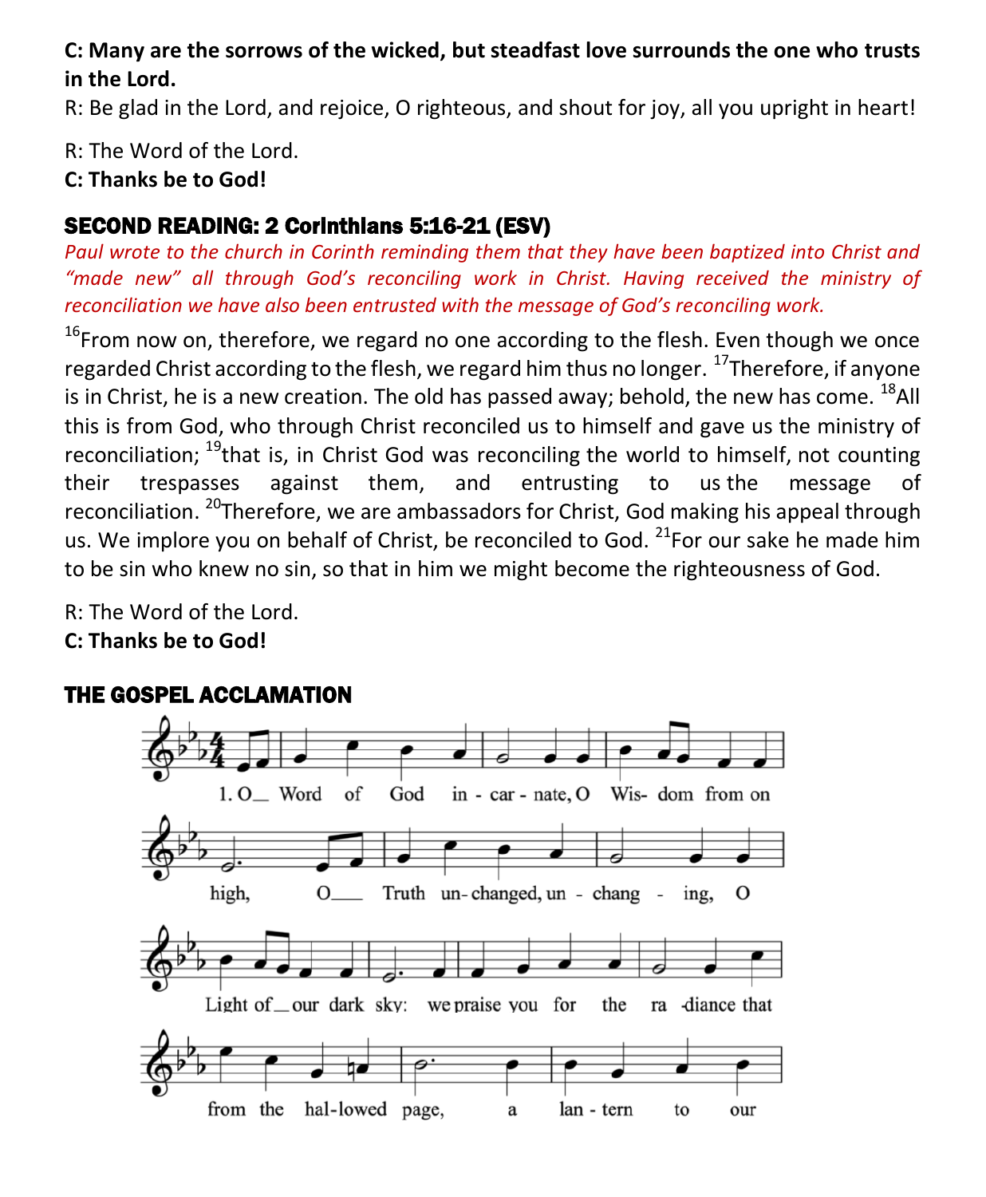**C: Many are the sorrows of the wicked, but steadfast love surrounds the one who trusts in the Lord.**

R: Be glad in the Lord, and rejoice, O righteous, and shout for joy, all you upright in heart!

R: The Word of the Lord.
**C: Thanks be to God!**

## SECOND READING: 2 Corinthians 5:16-21 (ESV)

*Paul wrote to the church in Corinth reminding them that they have been baptized into Christ and "made new" all through God's reconciling work in Christ. Having received the ministry of reconciliation we have also been entrusted with the message of God's reconciling work.*

[16]From now on, therefore, we regard no one according to the flesh. Even though we once regarded Christ according to the flesh, we regard him thus no longer. [17]Therefore, if anyone is in Christ, he is a new creation. The old has passed away; behold, the new has come. [18]All this is from God, who through Christ reconciled us to himself and gave us the ministry of reconciliation; [19]that is, in Christ God was reconciling the world to himself, not counting their trespasses against them, and entrusting to us the message of reconciliation. [20]Therefore, we are ambassadors for Christ, God making his appeal through us. We implore you on behalf of Christ, be reconciled to God. [21]For our sake he made him to be sin who knew no sin, so that in him we might become the righteousness of God.

R: The Word of the Lord.
**C: Thanks be to God!**

## THE GOSPEL ACCLAMATION

1. O Word of God incarnate, O Wisdom from on high, O Truth unchanged, unchanging, O Light of our dark sky: we praise you for the radiance that from the hallowed page, a lantern to our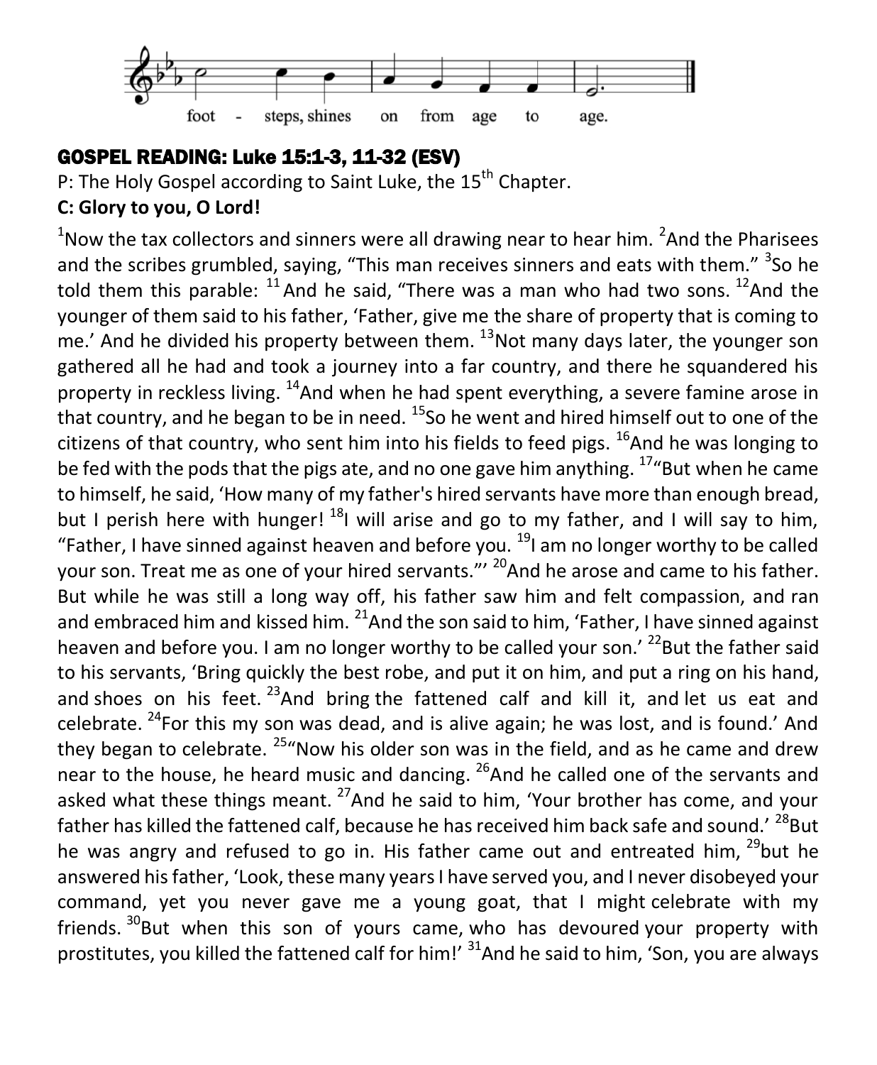foot - steps, shines on from age to age.

## GOSPEL READING: Luke 15:1-3, 11-32 (ESV)

P: The Holy Gospel according to Saint Luke, the 15th Chapter.

**C: Glory to you, O Lord!**

[1]Now the tax collectors and sinners were all drawing near to hear him. [2]And the Pharisees and the scribes grumbled, saying, "This man receives sinners and eats with them." [3]So he told them this parable: [11] And he said, "There was a man who had two sons. [12]And the younger of them said to his father, 'Father, give me the share of property that is coming to me.' And he divided his property between them. [13]Not many days later, the younger son gathered all he had and took a journey into a far country, and there he squandered his property in reckless living. [14]And when he had spent everything, a severe famine arose in that country, and he began to be in need. [15]So he went and hired himself out to one of the citizens of that country, who sent him into his fields to feed pigs. [16]And he was longing to be fed with the pods that the pigs ate, and no one gave him anything. [17]"But when he came to himself, he said, 'How many of my father's hired servants have more than enough bread, but I perish here with hunger! [18]I will arise and go to my father, and I will say to him, "Father, I have sinned against heaven and before you. [19]I am no longer worthy to be called your son. Treat me as one of your hired servants."' [20]And he arose and came to his father. But while he was still a long way off, his father saw him and felt compassion, and ran and embraced him and kissed him. [21]And the son said to him, 'Father, I have sinned against heaven and before you. I am no longer worthy to be called your son.' [22]But the father said to his servants, 'Bring quickly the best robe, and put it on him, and put a ring on his hand, and shoes on his feet. [23]And bring the fattened calf and kill it, and let us eat and celebrate. [24]For this my son was dead, and is alive again; he was lost, and is found.' And they began to celebrate. [25]"Now his older son was in the field, and as he came and drew near to the house, he heard music and dancing. [26]And he called one of the servants and asked what these things meant. [27]And he said to him, 'Your brother has come, and your father has killed the fattened calf, because he has received him back safe and sound.' [28]But he was angry and refused to go in. His father came out and entreated him, [29]but he answered his father, 'Look, these many years I have served you, and I never disobeyed your command, yet you never gave me a young goat, that I might celebrate with my friends. [30]But when this son of yours came, who has devoured your property with prostitutes, you killed the fattened calf for him!' [31]And he said to him, 'Son, you are always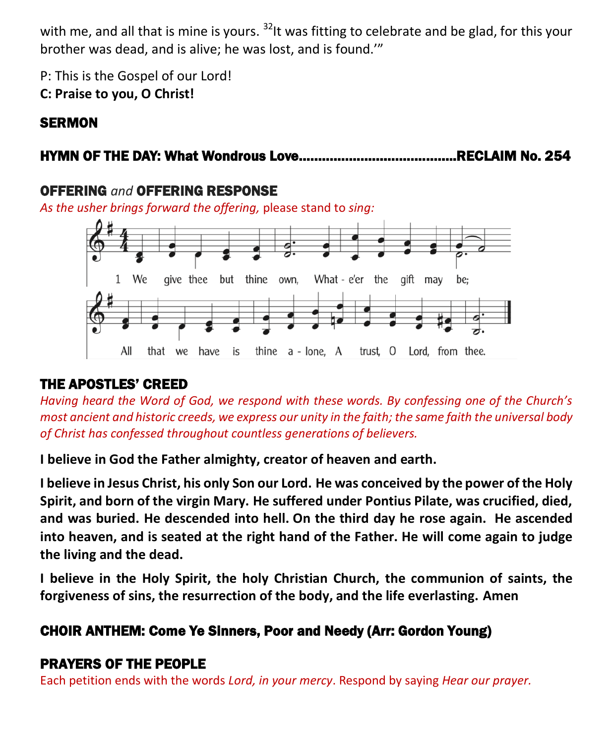with me, and all that is mine is yours. [32]It was fitting to celebrate and be glad, for this your brother was dead, and is alive; he was lost, and is found.'"

P: This is the Gospel of our Lord!
**C: Praise to you, O Christ!**

## SERMON

## HYMN OF THE DAY: What Wondrous Love.........................................RECLAIM No. 254

## OFFERING *and* OFFERING RESPONSE

*As the usher brings forward the offering,* please stand to *sing:*

1 We give thee but thine own, What - e'er the gift may be;
All that we have is thine a - lone, A trust, O Lord, from thee.

## THE APOSTLES' CREED

*Having heard the Word of God, we respond with these words. By confessing one of the Church's most ancient and historic creeds, we express our unity in the faith; the same faith the universal body of Christ has confessed throughout countless generations of believers.*

**I believe in God the Father almighty, creator of heaven and earth.**

**I believe in Jesus Christ, his only Son our Lord. He was conceived by the power of the Holy Spirit, and born of the virgin Mary. He suffered under Pontius Pilate, was crucified, died, and was buried. He descended into hell. On the third day he rose again. He ascended into heaven, and is seated at the right hand of the Father. He will come again to judge the living and the dead.**

**I believe in the Holy Spirit, the holy Christian Church, the communion of saints, the forgiveness of sins, the resurrection of the body, and the life everlasting. Amen**

## CHOIR ANTHEM: Come Ye Sinners, Poor and Needy (Arr: Gordon Young)

## PRAYERS OF THE PEOPLE

Each petition ends with the words *Lord, in your mercy*. Respond by saying *Hear our prayer.*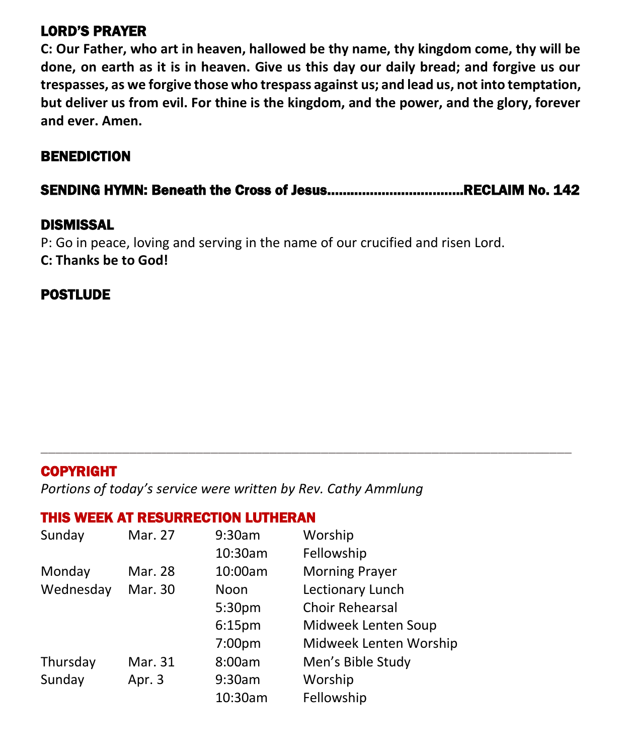## LORD'S PRAYER

**C: Our Father, who art in heaven, hallowed be thy name, thy kingdom come, thy will be done, on earth as it is in heaven. Give us this day our daily bread; and forgive us our trespasses, as we forgive those who trespass against us; and lead us, not into temptation, but deliver us from evil. For thine is the kingdom, and the power, and the glory, forever and ever. Amen.**

## BENEDICTION

## SENDING HYMN: Beneath the Cross of Jesus..................................RECLAIM No. 142

## DISMISSAL

P: Go in peace, loving and serving in the name of our crucified and risen Lord.
**C: Thanks be to God!**

## POSTLUDE

---

## COPYRIGHT

*Portions of today's service were written by Rev. Cathy Ammlung*

## THIS WEEK AT RESURRECTION LUTHERAN

| | | | |
|---|---|---|---|
| Sunday | Mar. 27 | 9:30am | Worship |
| | | 10:30am | Fellowship |
| Monday | Mar. 28 | 10:00am | Morning Prayer |
| Wednesday | Mar. 30 | Noon | Lectionary Lunch |
| | | 5:30pm | Choir Rehearsal |
| | | 6:15pm | Midweek Lenten Soup |
| | | 7:00pm | Midweek Lenten Worship |
| Thursday | Mar. 31 | 8:00am | Men's Bible Study |
| Sunday | Apr. 3 | 9:30am | Worship |
| | | 10:30am | Fellowship |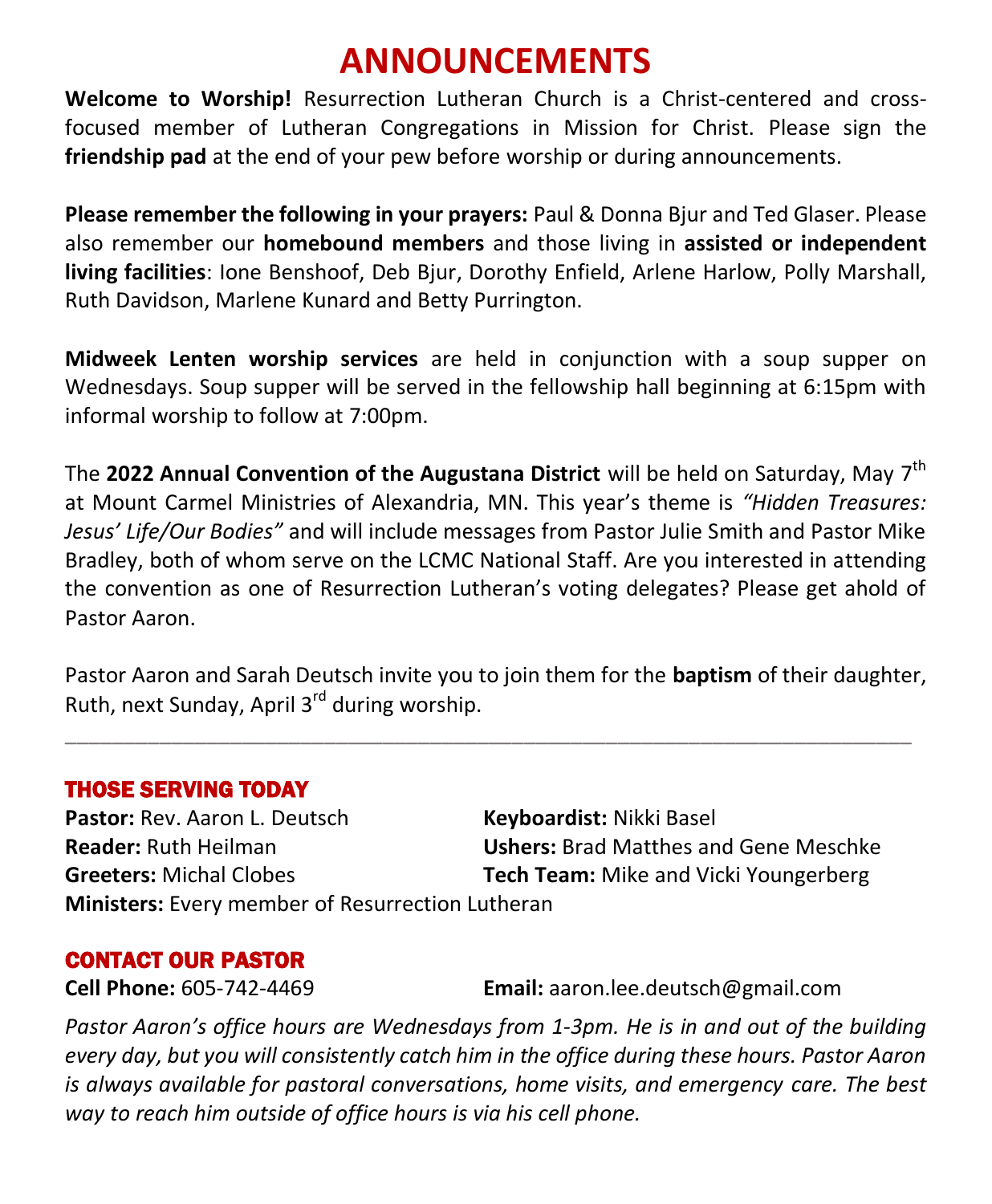# ANNOUNCEMENTS

**Welcome to Worship!** Resurrection Lutheran Church is a Christ-centered and cross-focused member of Lutheran Congregations in Mission for Christ. Please sign the **friendship pad** at the end of your pew before worship or during announcements.

**Please remember the following in your prayers:** Paul & Donna Bjur and Ted Glaser. Please also remember our **homebound members** and those living in **assisted or independent living facilities**: Ione Benshoof, Deb Bjur, Dorothy Enfield, Arlene Harlow, Polly Marshall, Ruth Davidson, Marlene Kunard and Betty Purrington.

**Midweek Lenten worship services** are held in conjunction with a soup supper on Wednesdays. Soup supper will be served in the fellowship hall beginning at 6:15pm with informal worship to follow at 7:00pm.

The **2022 Annual Convention of the Augustana District** will be held on Saturday, May 7th at Mount Carmel Ministries of Alexandria, MN. This year's theme is *"Hidden Treasures: Jesus' Life/Our Bodies"* and will include messages from Pastor Julie Smith and Pastor Mike Bradley, both of whom serve on the LCMC National Staff. Are you interested in attending the convention as one of Resurrection Lutheran's voting delegates? Please get ahold of Pastor Aaron.

Pastor Aaron and Sarah Deutsch invite you to join them for the **baptism** of their daughter, Ruth, next Sunday, April 3rd during worship.

---

## THOSE SERVING TODAY

**Pastor:** Rev. Aaron L. Deutsch
**Reader:** Ruth Heilman
**Greeters:** Michal Clobes
**Ministers:** Every member of Resurrection Lutheran
**Keyboardist:** Nikki Basel
**Ushers:** Brad Matthes and Gene Meschke
**Tech Team:** Mike and Vicki Youngerberg

## CONTACT OUR PASTOR

**Cell Phone:** 605-742-4469
**Email:** aaron.lee.deutsch@gmail.com

*Pastor Aaron's office hours are Wednesdays from 1-3pm. He is in and out of the building every day, but you will consistently catch him in the office during these hours. Pastor Aaron is always available for pastoral conversations, home visits, and emergency care. The best way to reach him outside of office hours is via his cell phone.*